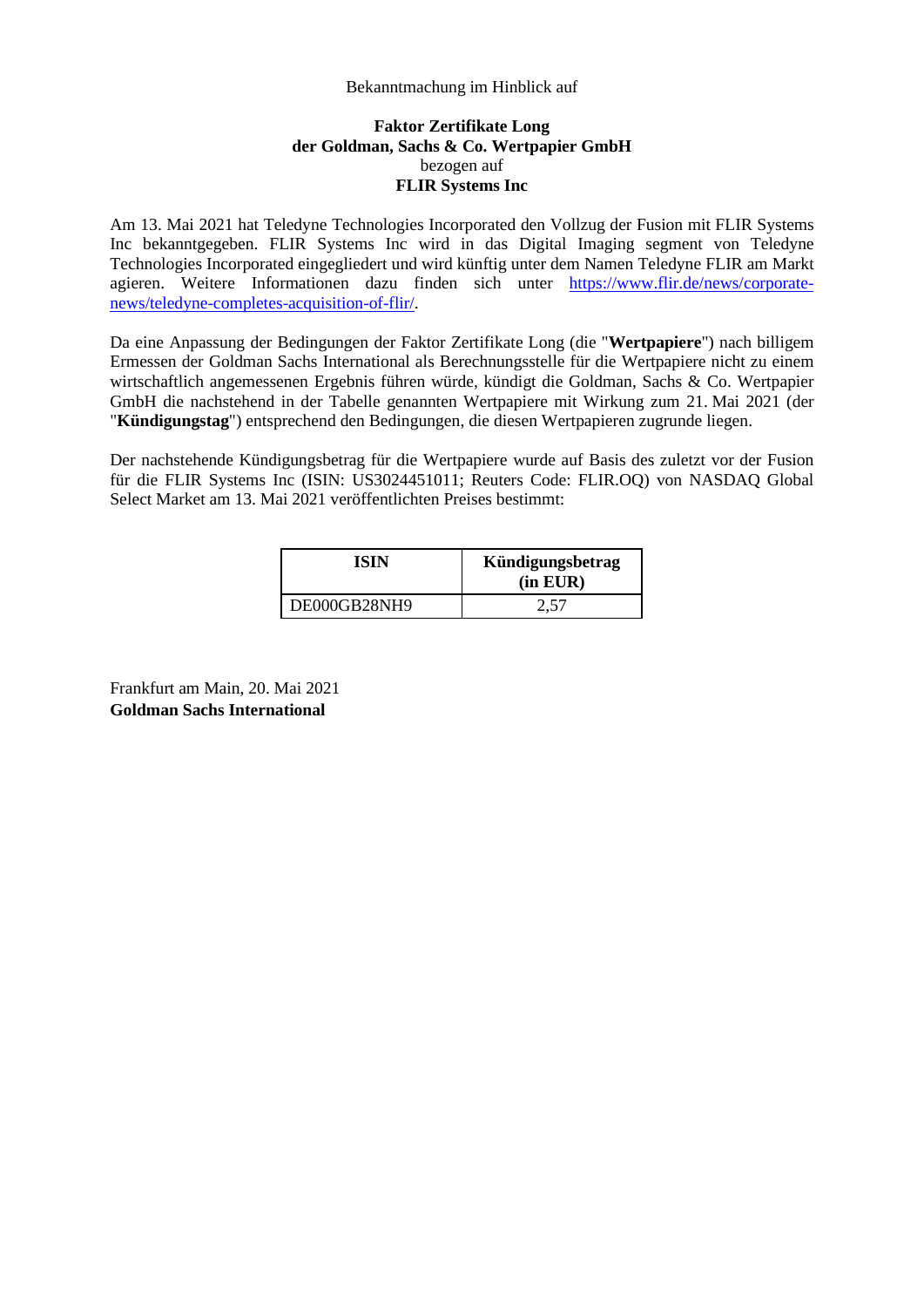Bekanntmachung im Hinblick auf

**Faktor Zertifikate Long**
**der Goldman, Sachs & Co. Wertpapier GmbH**
bezogen auf
**FLIR Systems Inc**

Am 13. Mai 2021 hat Teledyne Technologies Incorporated den Vollzug der Fusion mit FLIR Systems Inc bekanntgegeben. FLIR Systems Inc wird in das Digital Imaging segment von Teledyne Technologies Incorporated eingegliedert und wird künftig unter dem Namen Teledyne FLIR am Markt agieren. Weitere Informationen dazu finden sich unter [https://www.flir.de/news/corporate-news/teledyne-completes-acquisition-of-flir/](https://www.flir.de/news/corporate-news/teledyne-completes-acquisition-of-flir/).

Da eine Anpassung der Bedingungen der Faktor Zertifikate Long (die "**Wertpapiere**") nach billigem Ermessen der Goldman Sachs International als Berechnungsstelle für die Wertpapiere nicht zu einem wirtschaftlich angemessenen Ergebnis führen würde, kündigt die Goldman, Sachs & Co. Wertpapier GmbH die nachstehend in der Tabelle genannten Wertpapiere mit Wirkung zum 21. Mai 2021 (der "**Kündigungstag**") entsprechend den Bedingungen, die diesen Wertpapieren zugrunde liegen.

Der nachstehende Kündigungsbetrag für die Wertpapiere wurde auf Basis des zuletzt vor der Fusion für die FLIR Systems Inc (ISIN: US3024451011; Reuters Code: FLIR.OQ) von NASDAQ Global Select Market am 13. Mai 2021 veröffentlichten Preises bestimmt:

| ISIN | Kündigungsbetrag (in EUR) |
|---|---|
| DE000GB28NH9 | 2,57 |

Frankfurt am Main, 20. Mai 2021
**Goldman Sachs International**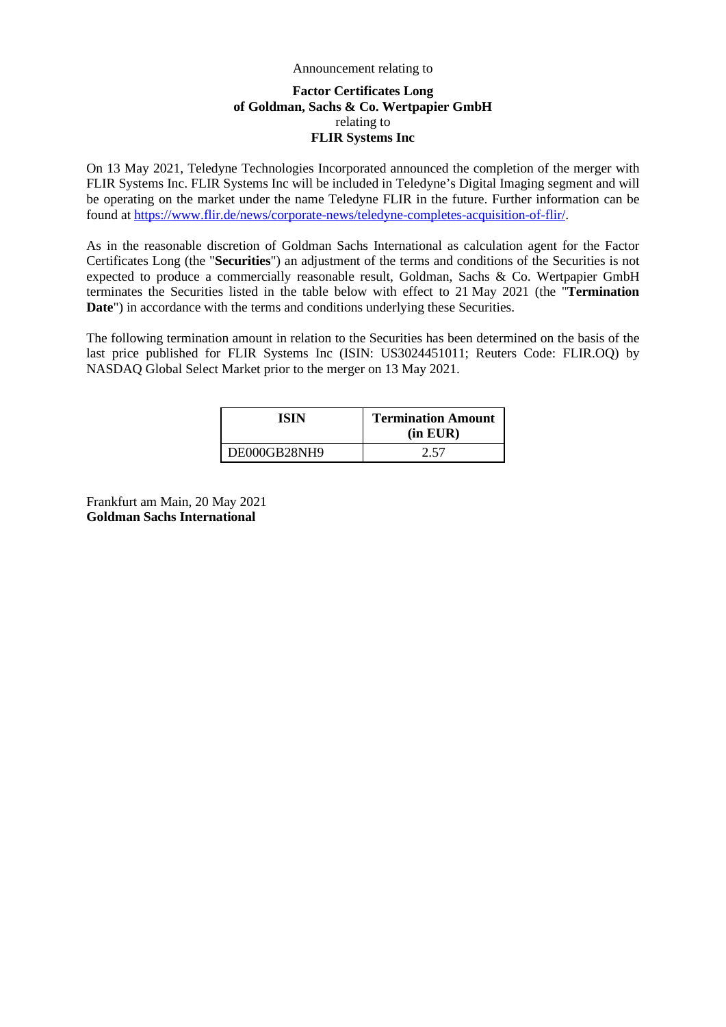Announcement relating to

**Factor Certificates Long**
**of Goldman, Sachs & Co. Wertpapier GmbH**
relating to
**FLIR Systems Inc**

On 13 May 2021, Teledyne Technologies Incorporated announced the completion of the merger with FLIR Systems Inc. FLIR Systems Inc will be included in Teledyne's Digital Imaging segment and will be operating on the market under the name Teledyne FLIR in the future. Further information can be found at [https://www.flir.de/news/corporate-news/teledyne-completes-acquisition-of-flir/](https://www.flir.de/news/corporate-news/teledyne-completes-acquisition-of-flir/).

As in the reasonable discretion of Goldman Sachs International as calculation agent for the Factor Certificates Long (the "**Securities**") an adjustment of the terms and conditions of the Securities is not expected to produce a commercially reasonable result, Goldman, Sachs & Co. Wertpapier GmbH terminates the Securities listed in the table below with effect to 21 May 2021 (the "**Termination Date**") in accordance with the terms and conditions underlying these Securities.

The following termination amount in relation to the Securities has been determined on the basis of the last price published for FLIR Systems Inc (ISIN: US3024451011; Reuters Code: FLIR.OQ) by NASDAQ Global Select Market prior to the merger on 13 May 2021.

| ISIN | Termination Amount (in EUR) |
|---|---|
| DE000GB28NH9 | 2.57 |

Frankfurt am Main, 20 May 2021
**Goldman Sachs International**